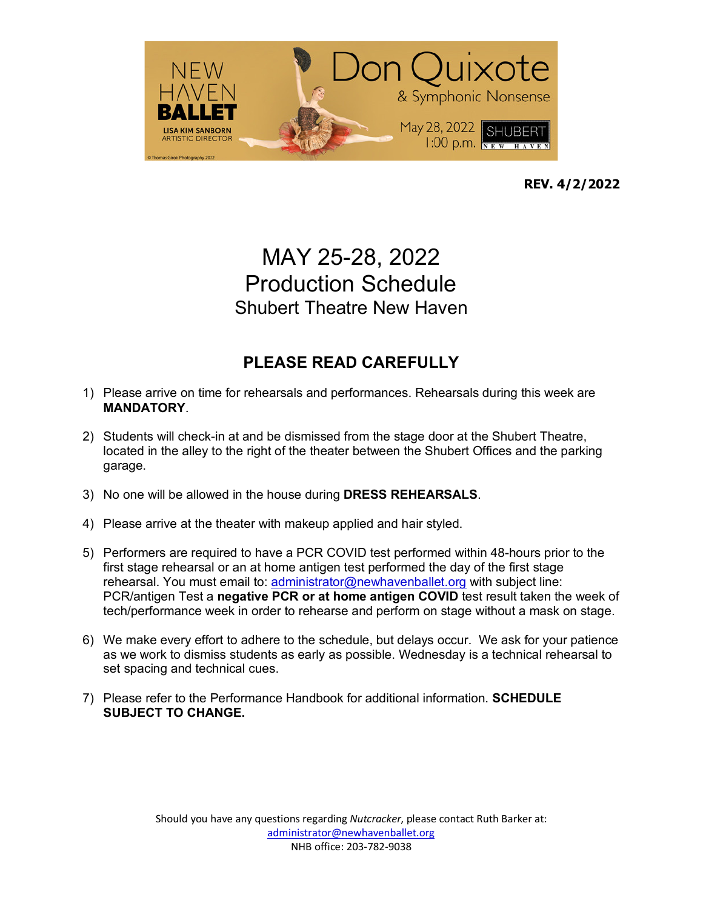NEW HAVEN BALLET

LISA KIM SANBORN
ARTISTIC DIRECTOR

Don Quixote
& Symphonic Nonsense

May 28, 2022
1:00 p.m.

SHUBERT NEW HAVEN

© Thomas Giroir Photography 2022

**REV. 4/2/2022**

# MAY 25-28, 2022
# Production Schedule
## Shubert Theatre New Haven

## PLEASE READ CAREFULLY

1) Please arrive on time for rehearsals and performances. Rehearsals during this week are **MANDATORY**.

2) Students will check-in at and be dismissed from the stage door at the Shubert Theatre, located in the alley to the right of the theater between the Shubert Offices and the parking garage.

3) No one will be allowed in the house during **DRESS REHEARSALS**.

4) Please arrive at the theater with makeup applied and hair styled.

5) Performers are required to have a PCR COVID test performed within 48-hours prior to the first stage rehearsal or an at home antigen test performed the day of the first stage rehearsal. You must email to: administrator@newhavenballet.org with subject line: PCR/antigen Test a **negative PCR or at home antigen COVID** test result taken the week of tech/performance week in order to rehearse and perform on stage without a mask on stage.

6) We make every effort to adhere to the schedule, but delays occur. We ask for your patience as we work to dismiss students as early as possible. Wednesday is a technical rehearsal to set spacing and technical cues.

7) Please refer to the Performance Handbook for additional information. **SCHEDULE SUBJECT TO CHANGE.**

Should you have any questions regarding *Nutcracker,* please contact Ruth Barker at:
administrator@newhavenballet.org
NHB office: 203-782-9038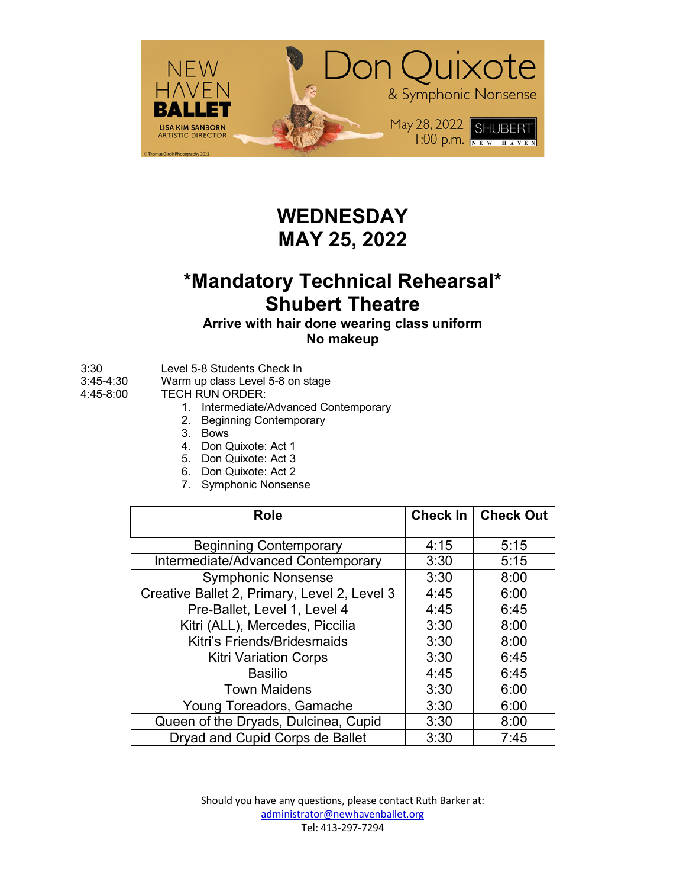NEW HAVEN BALLET
LISA KIM SANBORN ARTISTIC DIRECTOR

Don Quixote & Symphonic Nonsense

May 28, 2022 1:00 p.m.

SHUBERT NEW HAVEN

# WEDNESDAY MAY 25, 2022

## *Mandatory Technical Rehearsal* Shubert Theatre

**Arrive with hair done wearing class uniform**
**No makeup**

3:30 Level 5-8 Students Check In
3:45-4:30 Warm up class Level 5-8 on stage
4:45-8:00 TECH RUN ORDER:

1. Intermediate/Advanced Contemporary
2. Beginning Contemporary
3. Bows
4. Don Quixote: Act 1
5. Don Quixote: Act 3
6. Don Quixote: Act 2
7. Symphonic Nonsense

| Role | Check In | Check Out |
|---|---|---|
| Beginning Contemporary | 4:15 | 5:15 |
| Intermediate/Advanced Contemporary | 3:30 | 5:15 |
| Symphonic Nonsense | 3:30 | 8:00 |
| Creative Ballet 2, Primary, Level 2, Level 3 | 4:45 | 6:00 |
| Pre-Ballet, Level 1, Level 4 | 4:45 | 6:45 |
| Kitri (ALL), Mercedes, Piccilia | 3:30 | 8:00 |
| Kitri's Friends/Bridesmaids | 3:30 | 8:00 |
| Kitri Variation Corps | 3:30 | 6:45 |
| Basilio | 4:45 | 6:45 |
| Town Maidens | 3:30 | 6:00 |
| Young Toreadors, Gamache | 3:30 | 6:00 |
| Queen of the Dryads, Dulcinea, Cupid | 3:30 | 8:00 |
| Dryad and Cupid Corps de Ballet | 3:30 | 7:45 |

Should you have any questions, please contact Ruth Barker at:
administrator@newhavenballet.org
Tel: 413-297-7294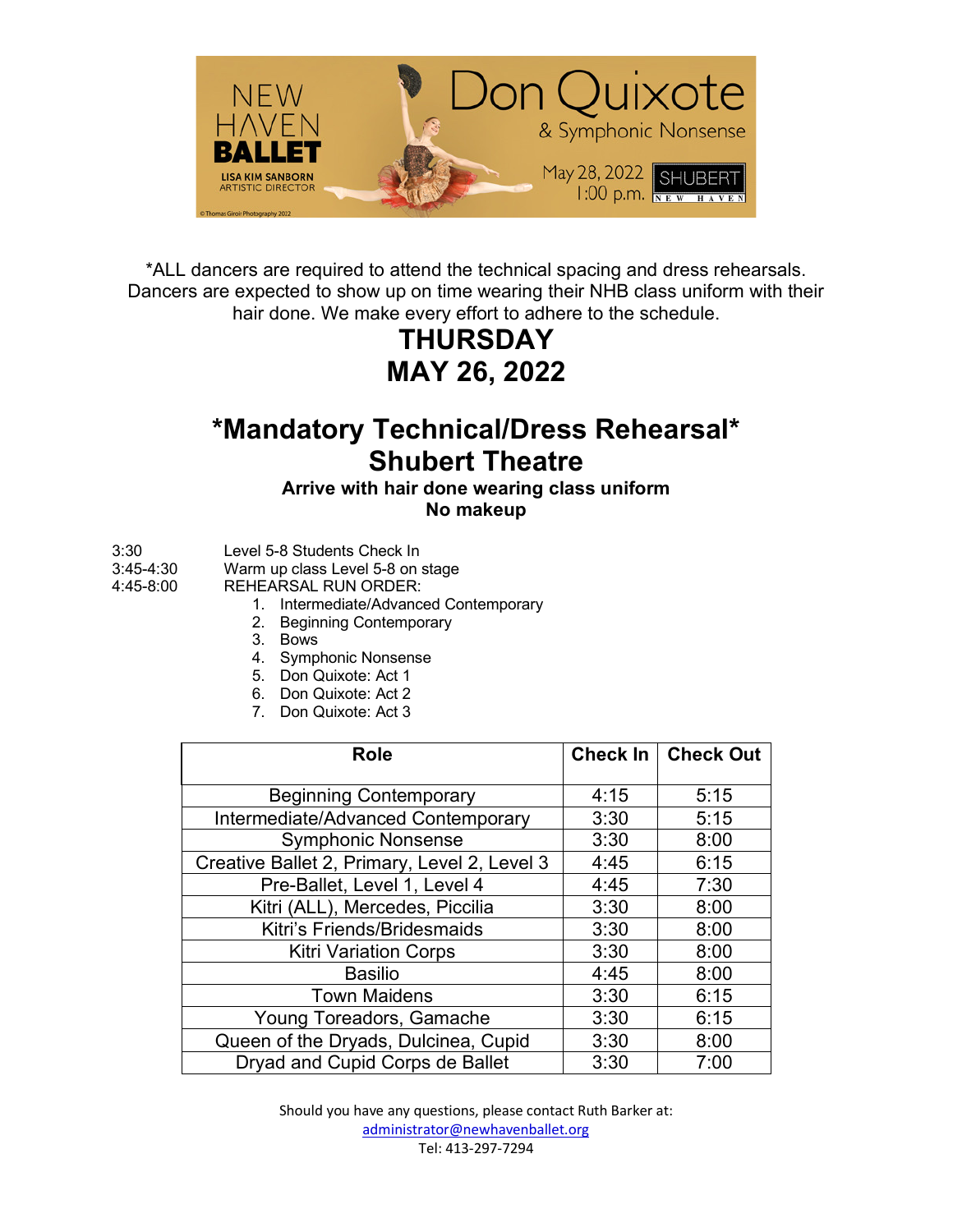*ALL dancers are required to attend the technical spacing and dress rehearsals. Dancers are expected to show up on time wearing their NHB class uniform with their hair done. We make every effort to adhere to the schedule.

# THURSDAY
# MAY 26, 2022

## *Mandatory Technical/Dress Rehearsal*
## Shubert Theatre

**Arrive with hair done wearing class uniform**
**No makeup**

3:30 Level 5-8 Students Check In
3:45-4:30 Warm up class Level 5-8 on stage
4:45-8:00 REHEARSAL RUN ORDER:

1. Intermediate/Advanced Contemporary
2. Beginning Contemporary
3. Bows
4. Symphonic Nonsense
5. Don Quixote: Act 1
6. Don Quixote: Act 2
7. Don Quixote: Act 3

| Role | Check In | Check Out |
|---|---|---|
| Beginning Contemporary | 4:15 | 5:15 |
| Intermediate/Advanced Contemporary | 3:30 | 5:15 |
| Symphonic Nonsense | 3:30 | 8:00 |
| Creative Ballet 2, Primary, Level 2, Level 3 | 4:45 | 6:15 |
| Pre-Ballet, Level 1, Level 4 | 4:45 | 7:30 |
| Kitri (ALL), Mercedes, Piccilia | 3:30 | 8:00 |
| Kitri's Friends/Bridesmaids | 3:30 | 8:00 |
| Kitri Variation Corps | 3:30 | 8:00 |
| Basilio | 4:45 | 8:00 |
| Town Maidens | 3:30 | 6:15 |
| Young Toreadors, Gamache | 3:30 | 6:15 |
| Queen of the Dryads, Dulcinea, Cupid | 3:30 | 8:00 |
| Dryad and Cupid Corps de Ballet | 3:30 | 7:00 |

Should you have any questions, please contact Ruth Barker at:
administrator@newhavenballet.org
Tel: 413-297-7294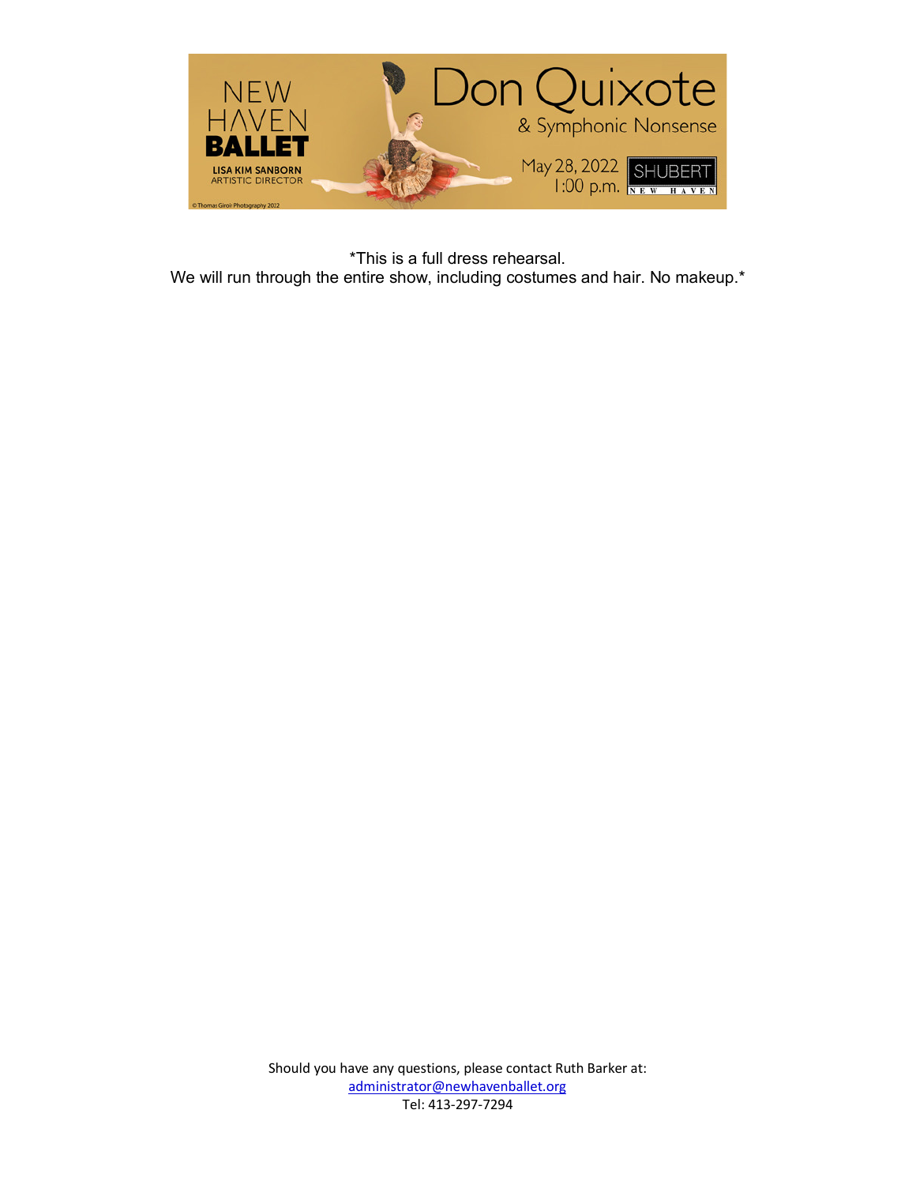NEW HAVEN BALLET

LISA KIM SANBORN
ARTISTIC DIRECTOR

Don Quixote
& Symphonic Nonsense

May 28, 2022
1:00 p.m.

SHUBERT NEW HAVEN

© Thomas Giroir Photography 2022

*This is a full dress rehearsal.
We will run through the entire show, including costumes and hair. No makeup.*

Should you have any questions, please contact Ruth Barker at:
administrator@newhavenballet.org
Tel: 413-297-7294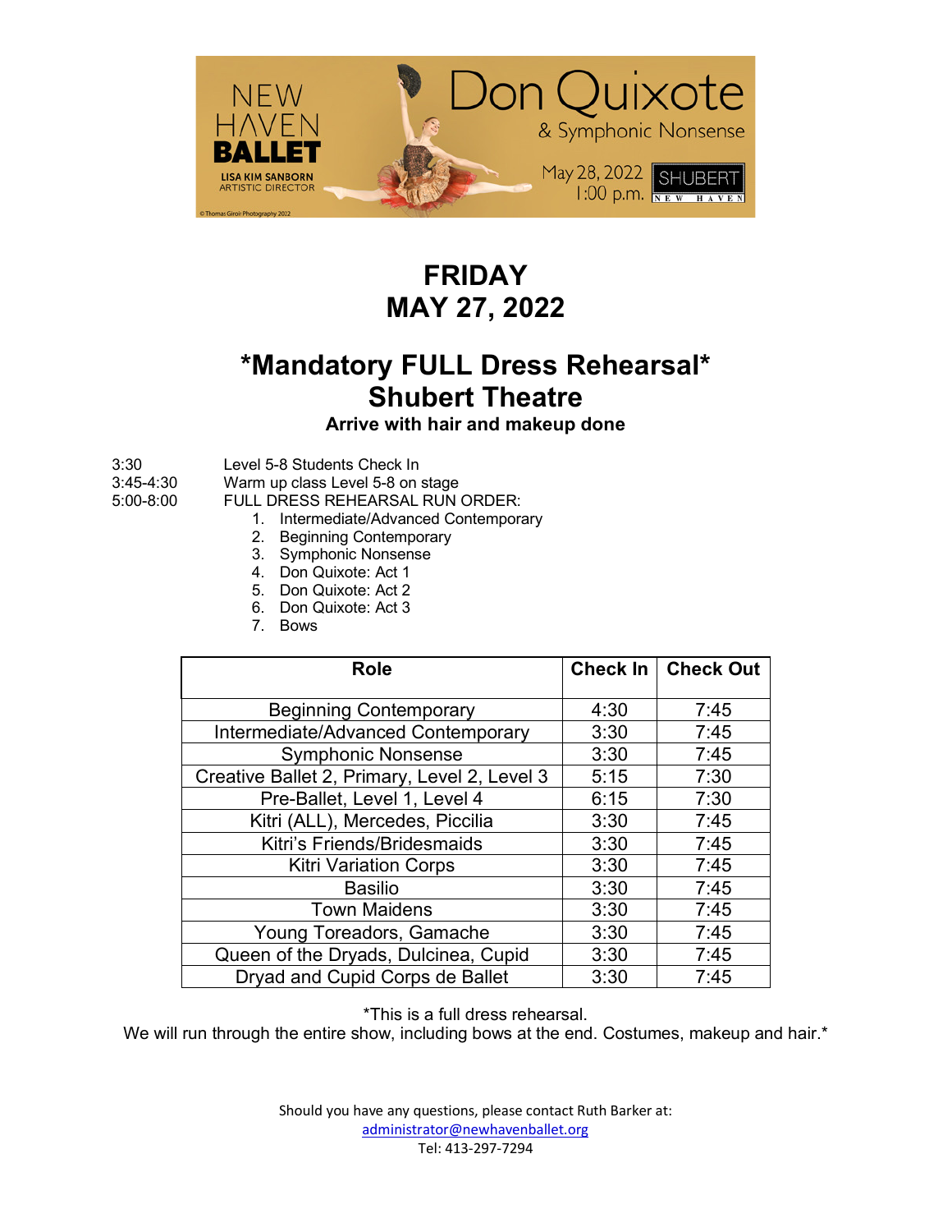NEW HAVEN BALLET
LISA KIM SANBORN ARTISTIC DIRECTOR

Don Quixote & Symphonic Nonsense

May 28, 2022 1:00 p.m.

SHUBERT NEW HAVEN

© Thomas Giroir Photography 2022

# FRIDAY
# MAY 27, 2022

## *Mandatory FULL Dress Rehearsal*
## Shubert Theatre

**Arrive with hair and makeup done**

3:30 Level 5-8 Students Check In

3:45-4:30 Warm up class Level 5-8 on stage

5:00-8:00 FULL DRESS REHEARSAL RUN ORDER:

1. Intermediate/Advanced Contemporary
2. Beginning Contemporary
3. Symphonic Nonsense
4. Don Quixote: Act 1
5. Don Quixote: Act 2
6. Don Quixote: Act 3
7. Bows

| Role | Check In | Check Out |
|---|---|---|
| Beginning Contemporary | 4:30 | 7:45 |
| Intermediate/Advanced Contemporary | 3:30 | 7:45 |
| Symphonic Nonsense | 3:30 | 7:45 |
| Creative Ballet 2, Primary, Level 2, Level 3 | 5:15 | 7:30 |
| Pre-Ballet, Level 1, Level 4 | 6:15 | 7:30 |
| Kitri (ALL), Mercedes, Piccilia | 3:30 | 7:45 |
| Kitri's Friends/Bridesmaids | 3:30 | 7:45 |
| Kitri Variation Corps | 3:30 | 7:45 |
| Basilio | 3:30 | 7:45 |
| Town Maidens | 3:30 | 7:45 |
| Young Toreadors, Gamache | 3:30 | 7:45 |
| Queen of the Dryads, Dulcinea, Cupid | 3:30 | 7:45 |
| Dryad and Cupid Corps de Ballet | 3:30 | 7:45 |

*This is a full dress rehearsal.
We will run through the entire show, including bows at the end. Costumes, makeup and hair.*

Should you have any questions, please contact Ruth Barker at:
administrator@newhavenballet.org
Tel: 413-297-7294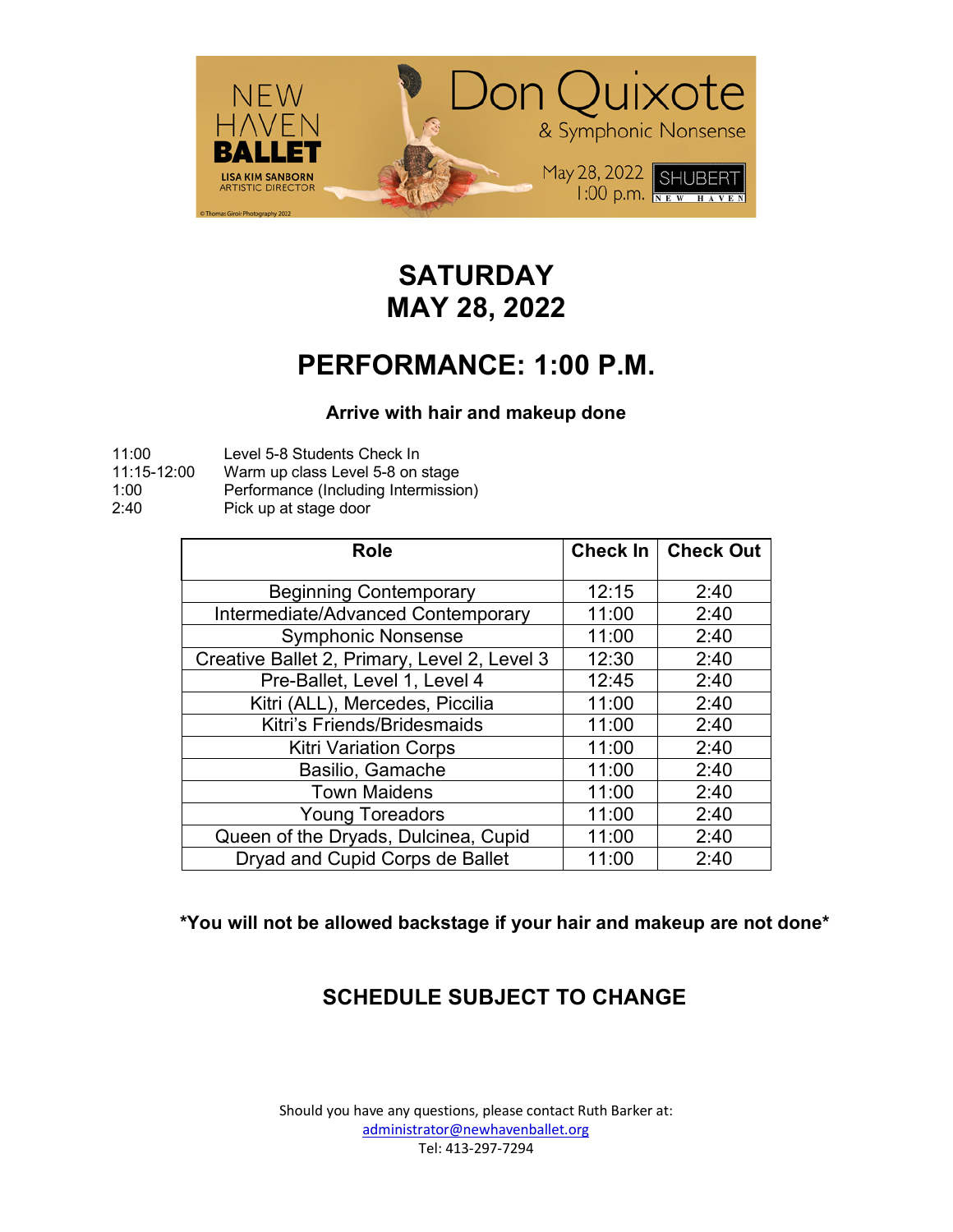NEW HAVEN BALLET

LISA KIM SANBORN
ARTISTIC DIRECTOR

Don Quixote
& Symphonic Nonsense

May 28, 2022
1:00 p.m.

SHUBERT
NEW HAVEN

© Thomas Giroir Photography 2022

# SATURDAY
# MAY 28, 2022

# PERFORMANCE: 1:00 P.M.

**Arrive with hair and makeup done**

| | |
|---|---|
| 11:00 | Level 5-8 Students Check In |
| 11:15-12:00 | Warm up class Level 5-8 on stage |
| 1:00 | Performance (Including Intermission) |
| 2:40 | Pick up at stage door |

| Role | Check In | Check Out |
|---|---|---|
| Beginning Contemporary | 12:15 | 2:40 |
| Intermediate/Advanced Contemporary | 11:00 | 2:40 |
| Symphonic Nonsense | 11:00 | 2:40 |
| Creative Ballet 2, Primary, Level 2, Level 3 | 12:30 | 2:40 |
| Pre-Ballet, Level 1, Level 4 | 12:45 | 2:40 |
| Kitri (ALL), Mercedes, Piccilia | 11:00 | 2:40 |
| Kitri's Friends/Bridesmaids | 11:00 | 2:40 |
| Kitri Variation Corps | 11:00 | 2:40 |
| Basilio, Gamache | 11:00 | 2:40 |
| Town Maidens | 11:00 | 2:40 |
| Young Toreadors | 11:00 | 2:40 |
| Queen of the Dryads, Dulcinea, Cupid | 11:00 | 2:40 |
| Dryad and Cupid Corps de Ballet | 11:00 | 2:40 |

**\*You will not be allowed backstage if your hair and makeup are not done\***

## SCHEDULE SUBJECT TO CHANGE

Should you have any questions, please contact Ruth Barker at:
administrator@newhavenballet.org
Tel: 413-297-7294